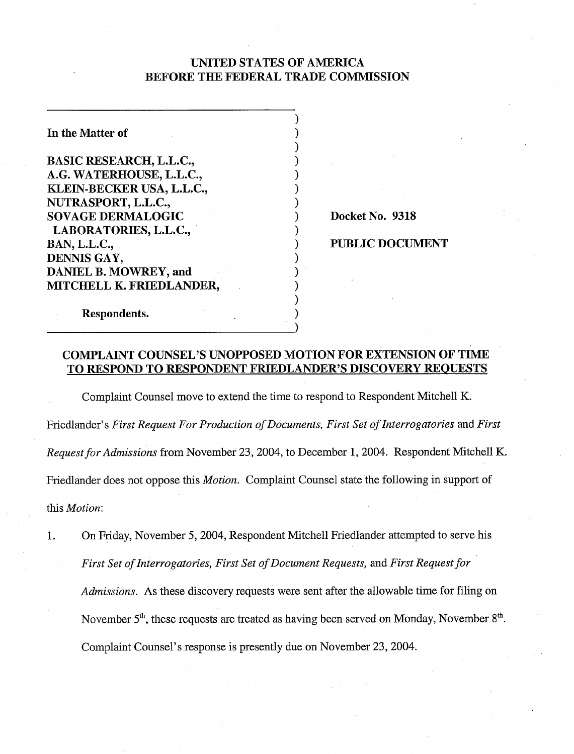**UNITED STATES OF AMERICA**
**BEFORE THE FEDERAL TRADE COMMISSION**

| | |
|---|---|
| **In the Matter of**<br><br>**BASIC RESEARCH, L.L.C.,**<br>**A.G. WATERHOUSE, L.L.C.,**<br>**KLEIN-BECKER USA, L.L.C.,**<br>**NUTRASPORT, L.L.C.,**<br>**SOVAGE DERMALOGIC LABORATORIES, L.L.C.,**<br>**BAN, L.L.C.,**<br>**DENNIS GAY,**<br>**DANIEL B. MOWREY, and**<br>**MITCHELL K. FRIEDLANDER,**<br><br>**Respondents.** | **Docket No. 9318**<br><br>**PUBLIC DOCUMENT** |

## COMPLAINT COUNSEL'S UNOPPOSED MOTION FOR EXTENSION OF TIME TO RESPOND TO RESPONDENT FRIEDLANDER'S DISCOVERY REQUESTS

Complaint Counsel move to extend the time to respond to Respondent Mitchell K. Friedlander's *First Request For Production of Documents, First Set of Interrogatories* and *First Request for Admissions* from November 23, 2004, to December 1, 2004. Respondent Mitchell K. Friedlander does not oppose this *Motion*. Complaint Counsel state the following in support of this *Motion*:

1. On Friday, November 5, 2004, Respondent Mitchell Friedlander attempted to serve his *First Set of Interrogatories, First Set of Document Requests,* and *First Request for Admissions*. As these discovery requests were sent after the allowable time for filing on November 5th, these requests are treated as having been served on Monday, November 8th. Complaint Counsel's response is presently due on November 23, 2004.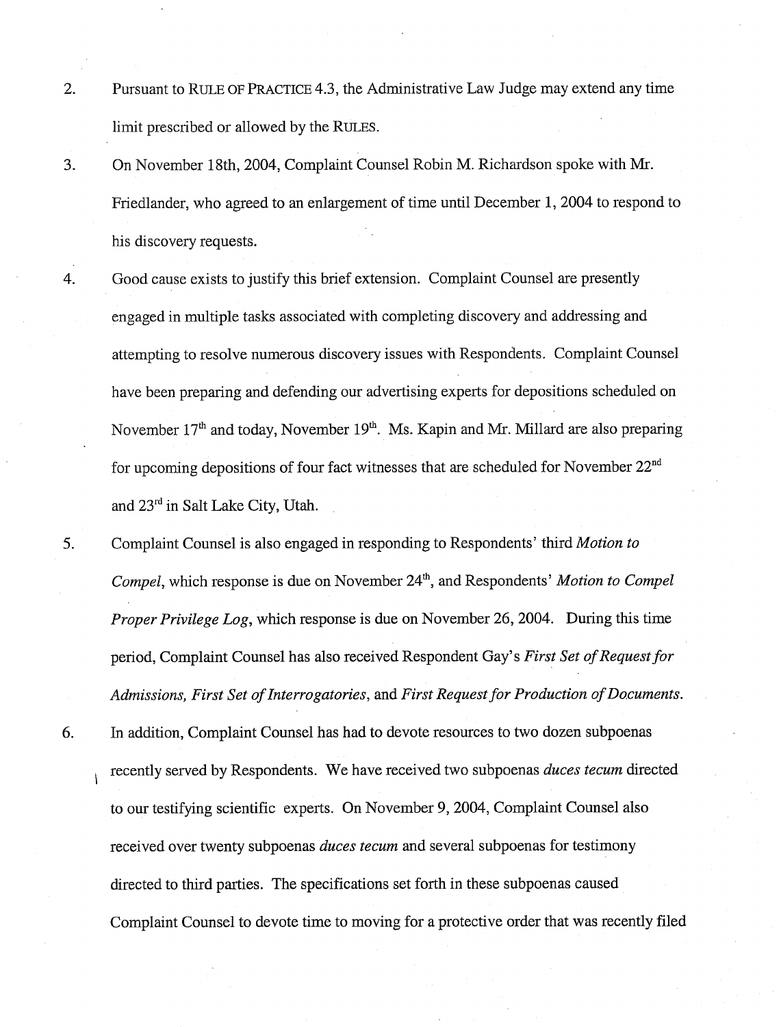2. Pursuant to RULE OF PRACTICE 4.3, the Administrative Law Judge may extend any time limit prescribed or allowed by the RULES.

3. On November 18th, 2004, Complaint Counsel Robin M. Richardson spoke with Mr. Friedlander, who agreed to an enlargement of time until December 1, 2004 to respond to his discovery requests.

4. Good cause exists to justify this brief extension. Complaint Counsel are presently engaged in multiple tasks associated with completing discovery and addressing and attempting to resolve numerous discovery issues with Respondents. Complaint Counsel have been preparing and defending our advertising experts for depositions scheduled on November 17th and today, November 19th. Ms. Kapin and Mr. Millard are also preparing for upcoming depositions of four fact witnesses that are scheduled for November 22nd and 23rd in Salt Lake City, Utah.

5. Complaint Counsel is also engaged in responding to Respondents' third *Motion to Compel*, which response is due on November 24th, and Respondents' *Motion to Compel Proper Privilege Log*, which response is due on November 26, 2004. During this time period, Complaint Counsel has also received Respondent Gay's *First Set of Request for Admissions, First Set of Interrogatories*, and *First Request for Production of Documents*.

6. In addition, Complaint Counsel has had to devote resources to two dozen subpoenas recently served by Respondents. We have received two subpoenas *duces tecum* directed to our testifying scientific experts. On November 9, 2004, Complaint Counsel also received over twenty subpoenas *duces tecum* and several subpoenas for testimony directed to third parties. The specifications set forth in these subpoenas caused Complaint Counsel to devote time to moving for a protective order that was recently filed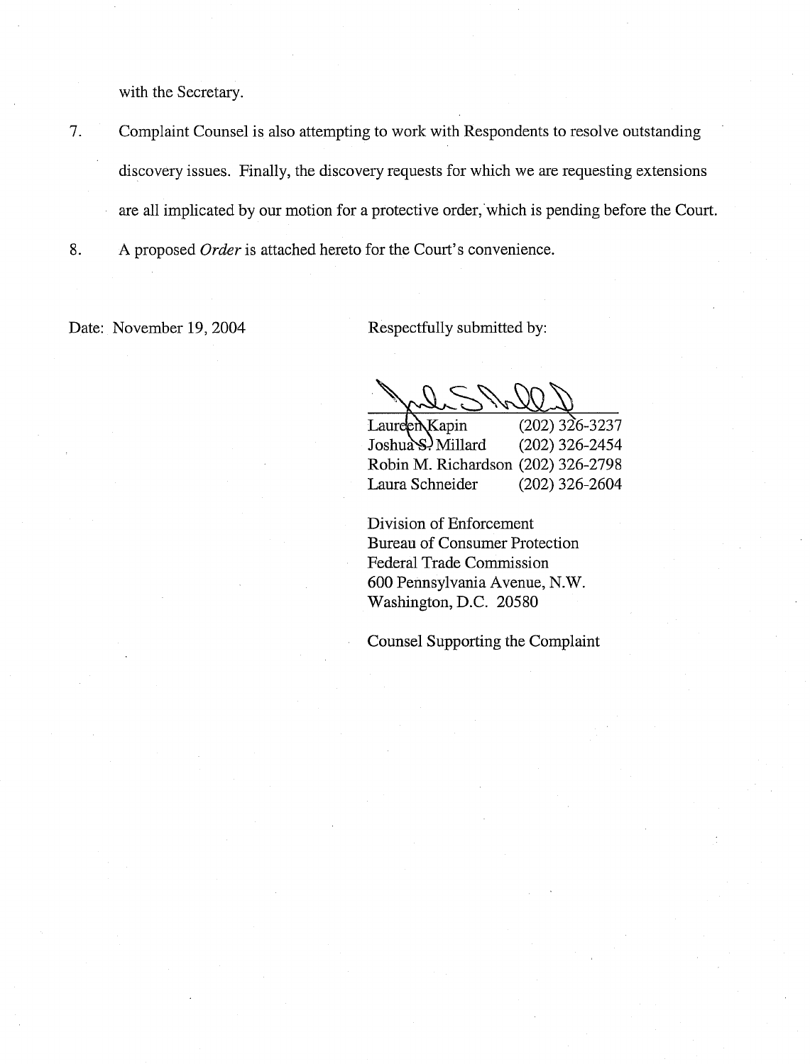with the Secretary.

7. Complaint Counsel is also attempting to work with Respondents to resolve outstanding discovery issues. Finally, the discovery requests for which we are requesting extensions are all implicated by our motion for a protective order, which is pending before the Court.

8. A proposed *Order* is attached hereto for the Court's convenience.

Date: November 19, 2004

Respectfully submitted by:

| | |
|---|---|
| Laureen Kapin | (202) 326-3237 |
| Joshua S. Millard | (202) 326-2454 |
| Robin M. Richardson | (202) 326-2798 |
| Laura Schneider | (202) 326-2604 |

Division of Enforcement
Bureau of Consumer Protection
Federal Trade Commission
600 Pennsylvania Avenue, N.W.
Washington, D.C. 20580

Counsel Supporting the Complaint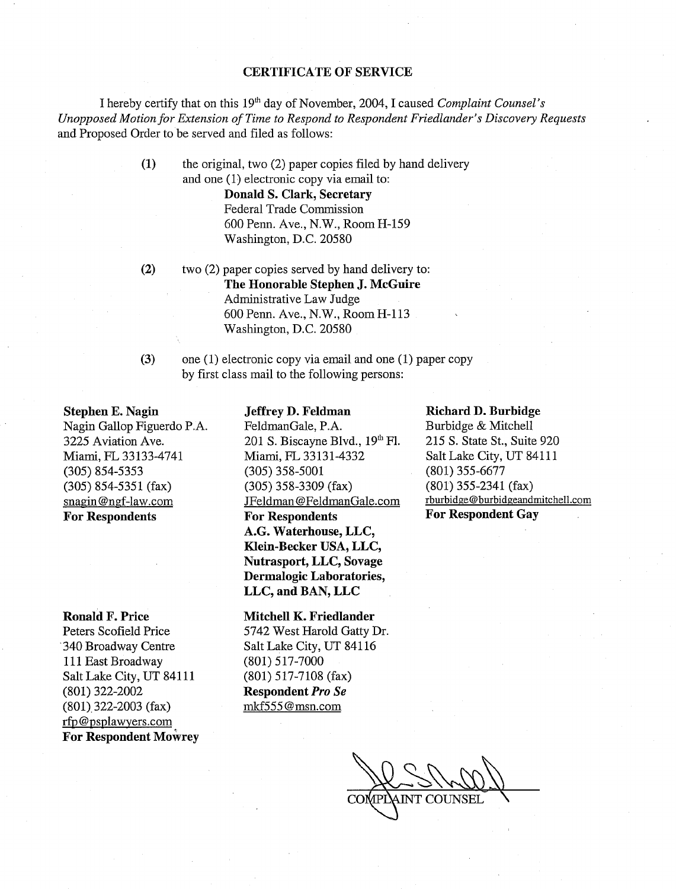## CERTIFICATE OF SERVICE

I hereby certify that on this 19th day of November, 2004, I caused *Complaint Counsel's Unopposed Motion for Extension of Time to Respond to Respondent Friedlander's Discovery Requests* and Proposed Order to be served and filed as follows:

(1) the original, two (2) paper copies filed by hand delivery and one (1) electronic copy via email to:
**Donald S. Clark, Secretary**
Federal Trade Commission
600 Penn. Ave., N.W., Room H-159
Washington, D.C. 20580

(2) two (2) paper copies served by hand delivery to:
**The Honorable Stephen J. McGuire**
Administrative Law Judge
600 Penn. Ave., N.W., Room H-113
Washington, D.C. 20580

(3) one (1) electronic copy via email and one (1) paper copy by first class mail to the following persons:

**Stephen E. Nagin**
Nagin Gallop Figuerdo P.A.
3225 Aviation Ave.
Miami, FL 33133-4741
(305) 854-5353
(305) 854-5351 (fax)
snagin@ngf-law.com
**For Respondents**

**Jeffrey D. Feldman**
FeldmanGale, P.A.
201 S. Biscayne Blvd., 19th Fl.
Miami, FL 33131-4332
(305) 358-5001
(305) 358-3309 (fax)
JFeldman@FeldmanGale.com
**For Respondents A.G. Waterhouse, LLC, Klein-Becker USA, LLC, Nutrasport, LLC, Sovage Dermalogic Laboratories, LLC, and BAN, LLC**

**Richard D. Burbidge**
Burbidge & Mitchell
215 S. State St., Suite 920
Salt Lake City, UT 84111
(801) 355-6677
(801) 355-2341 (fax)
rburbidge@burbidgeandmitchell.com
**For Respondent Gay**

**Ronald F. Price**
Peters Scofield Price
340 Broadway Centre
111 East Broadway
Salt Lake City, UT 84111
(801) 322-2002
(801) 322-2003 (fax)
rfp@psplawyers.com
**For Respondent Mowrey**

**Mitchell K. Friedlander**
5742 West Harold Gatty Dr.
Salt Lake City, UT 84116
(801) 517-7000
(801) 517-7108 (fax)
**Respondent *Pro Se***
mkf555@msn.com

COMPLAINT COUNSEL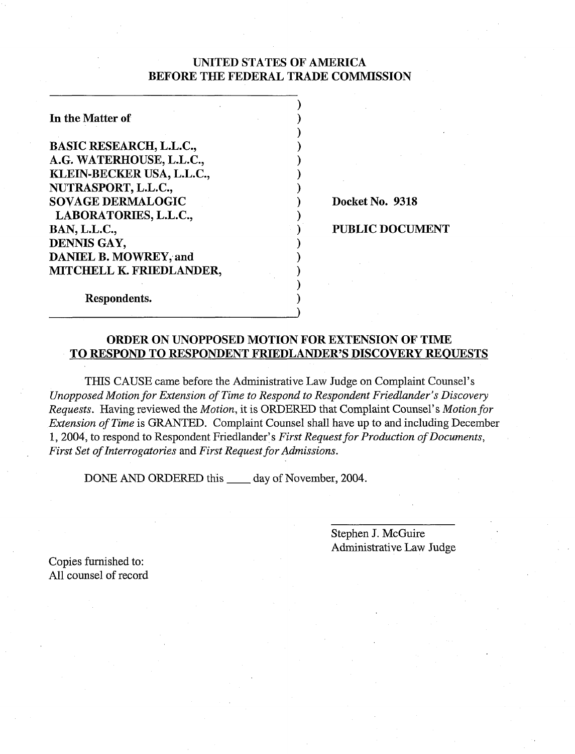# UNITED STATES OF AMERICA
# BEFORE THE FEDERAL TRADE COMMISSION

| | |
|---|---|
| **In the Matter of** | |
| **BASIC RESEARCH, L.L.C.,** | |
| **A.G. WATERHOUSE, L.L.C.,** | |
| **KLEIN-BECKER USA, L.L.C.,** | |
| **NUTRASPORT, L.L.C.,** | |
| **SOVAGE DERMALOGIC LABORATORIES, L.L.C.,** | **Docket No. 9318** |
| **BAN, L.L.C.,** | **PUBLIC DOCUMENT** |
| **DENNIS GAY,** | |
| **DANIEL B. MOWREY, and** | |
| **MITCHELL K. FRIEDLANDER,** | |
| **Respondents.** | |

## ORDER ON UNOPPOSED MOTION FOR EXTENSION OF TIME TO RESPOND TO RESPONDENT FRIEDLANDER'S DISCOVERY REQUESTS

THIS CAUSE came before the Administrative Law Judge on Complaint Counsel's *Unopposed Motion for Extension of Time to Respond to Respondent Friedlander's Discovery Requests*. Having reviewed the *Motion*, it is ORDERED that Complaint Counsel's *Motion for Extension of Time* is GRANTED. Complaint Counsel shall have up to and including December 1, 2004, to respond to Respondent Friedlander's *First Request for Production of Documents*, *First Set of Interrogatories* and *First Request for Admissions*.

DONE AND ORDERED this ____ day of November, 2004.

Stephen J. McGuire
Administrative Law Judge

Copies furnished to:
All counsel of record